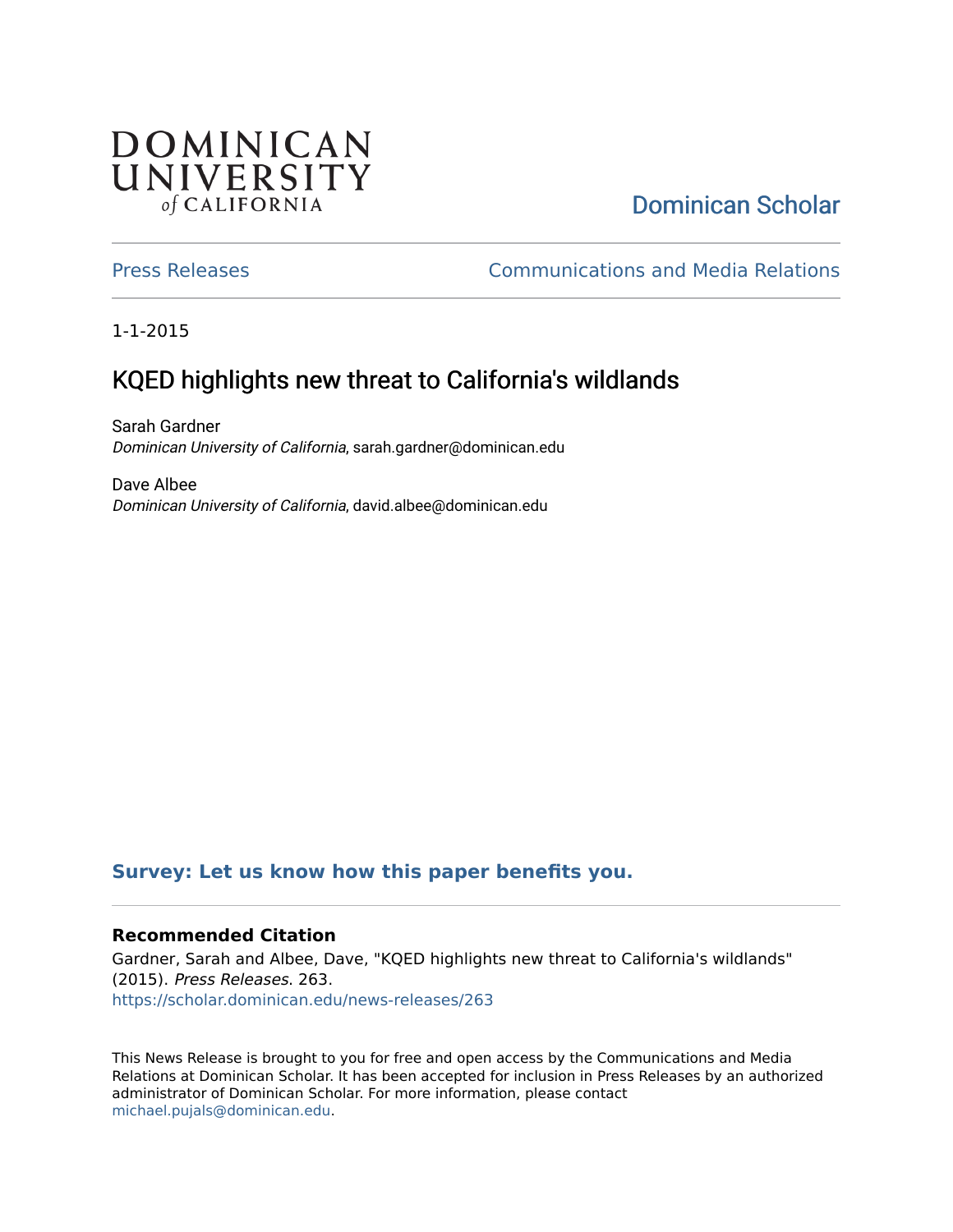DOMINICAN UNIVERSITY of CALIFORNIA

Dominican Scholar

Press Releases

Communications and Media Relations

1-1-2015

# KQED highlights new threat to California's wildlands

Sarah Gardner
*Dominican University of California*, sarah.gardner@dominican.edu

Dave Albee
*Dominican University of California*, david.albee@dominican.edu

**Survey: Let us know how this paper benefits you.**

### Recommended Citation

Gardner, Sarah and Albee, Dave, "KQED highlights new threat to California's wildlands" (2015). *Press Releases*. 263.
https://scholar.dominican.edu/news-releases/263

This News Release is brought to you for free and open access by the Communications and Media Relations at Dominican Scholar. It has been accepted for inclusion in Press Releases by an authorized administrator of Dominican Scholar. For more information, please contact michael.pujals@dominican.edu.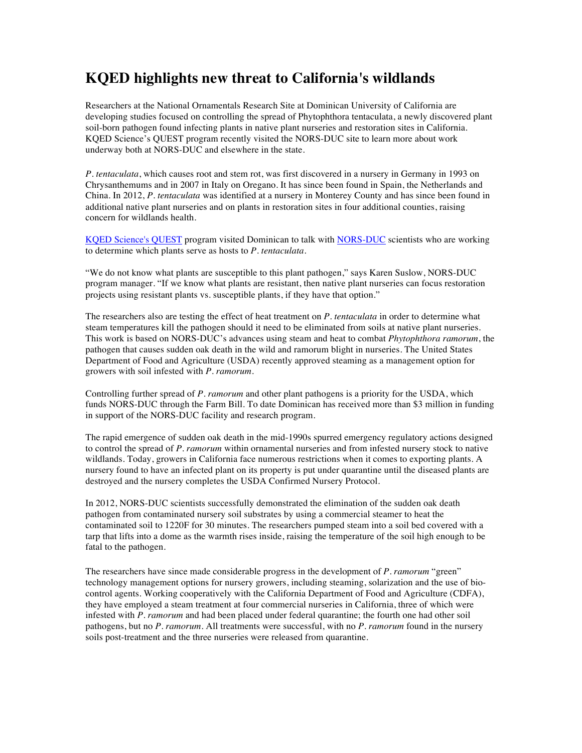# KQED highlights new threat to California's wildlands

Researchers at the National Ornamentals Research Site at Dominican University of California are developing studies focused on controlling the spread of Phytophthora tentaculata, a newly discovered plant soil-born pathogen found infecting plants in native plant nurseries and restoration sites in California. KQED Science's QUEST program recently visited the NORS-DUC site to learn more about work underway both at NORS-DUC and elsewhere in the state.

*P. tentaculata*, which causes root and stem rot, was first discovered in a nursery in Germany in 1993 on Chrysanthemums and in 2007 in Italy on Oregano. It has since been found in Spain, the Netherlands and China. In 2012, *P. tentaculata* was identified at a nursery in Monterey County and has since been found in additional native plant nurseries and on plants in restoration sites in four additional counties, raising concern for wildlands health.

[KQED Science's QUEST] program visited Dominican to talk with [NORS-DUC] scientists who are working to determine which plants serve as hosts to *P. tentaculata*.

"We do not know what plants are susceptible to this plant pathogen," says Karen Suslow, NORS-DUC program manager. "If we know what plants are resistant, then native plant nurseries can focus restoration projects using resistant plants vs. susceptible plants, if they have that option."

The researchers also are testing the effect of heat treatment on *P. tentaculata* in order to determine what steam temperatures kill the pathogen should it need to be eliminated from soils at native plant nurseries. This work is based on NORS-DUC's advances using steam and heat to combat *Phytophthora ramorum*, the pathogen that causes sudden oak death in the wild and ramorum blight in nurseries. The United States Department of Food and Agriculture (USDA) recently approved steaming as a management option for growers with soil infested with *P. ramorum*.

Controlling further spread of *P. ramorum* and other plant pathogens is a priority for the USDA, which funds NORS-DUC through the Farm Bill. To date Dominican has received more than $3 million in funding in support of the NORS-DUC facility and research program.

The rapid emergence of sudden oak death in the mid-1990s spurred emergency regulatory actions designed to control the spread of *P. ramorum* within ornamental nurseries and from infested nursery stock to native wildlands. Today, growers in California face numerous restrictions when it comes to exporting plants. A nursery found to have an infected plant on its property is put under quarantine until the diseased plants are destroyed and the nursery completes the USDA Confirmed Nursery Protocol.

In 2012, NORS-DUC scientists successfully demonstrated the elimination of the sudden oak death pathogen from contaminated nursery soil substrates by using a commercial steamer to heat the contaminated soil to 1220F for 30 minutes. The researchers pumped steam into a soil bed covered with a tarp that lifts into a dome as the warmth rises inside, raising the temperature of the soil high enough to be fatal to the pathogen.

The researchers have since made considerable progress in the development of *P. ramorum* "green" technology management options for nursery growers, including steaming, solarization and the use of bio-control agents. Working cooperatively with the California Department of Food and Agriculture (CDFA), they have employed a steam treatment at four commercial nurseries in California, three of which were infested with *P. ramorum* and had been placed under federal quarantine; the fourth one had other soil pathogens, but no *P. ramorum*. All treatments were successful, with no *P. ramorum* found in the nursery soils post-treatment and the three nurseries were released from quarantine.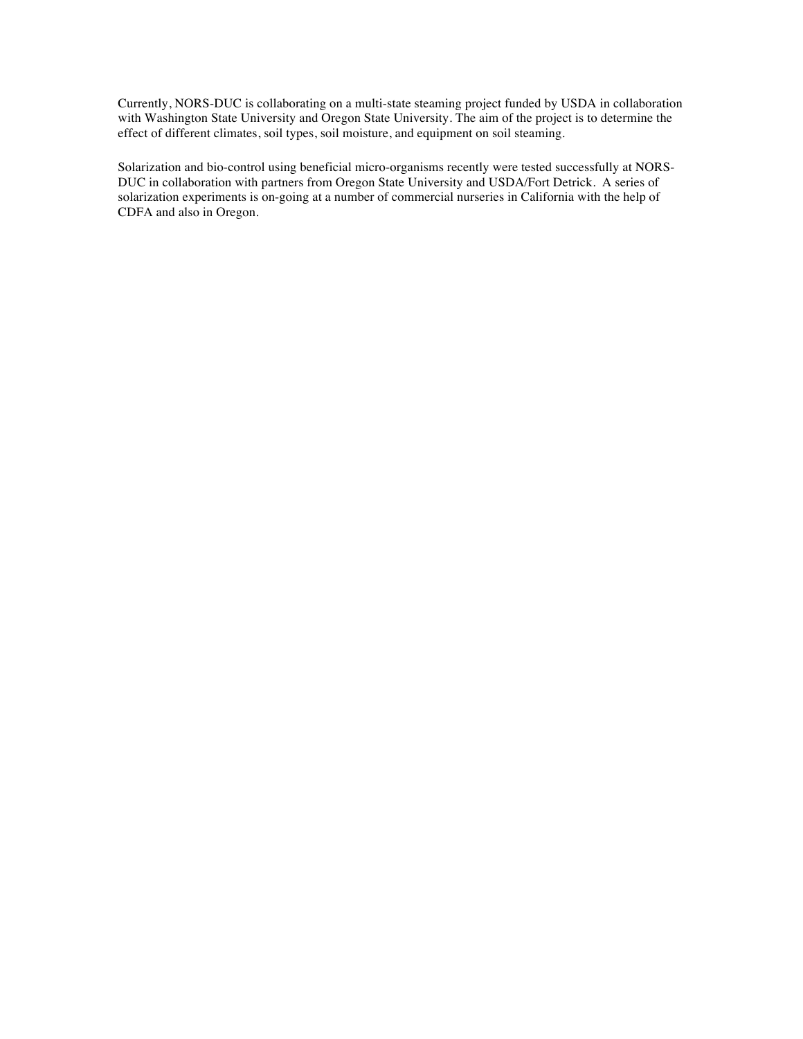Currently, NORS-DUC is collaborating on a multi-state steaming project funded by USDA in collaboration with Washington State University and Oregon State University. The aim of the project is to determine the effect of different climates, soil types, soil moisture, and equipment on soil steaming.

Solarization and bio-control using beneficial micro-organisms recently were tested successfully at NORS-DUC in collaboration with partners from Oregon State University and USDA/Fort Detrick. A series of solarization experiments is on-going at a number of commercial nurseries in California with the help of CDFA and also in Oregon.